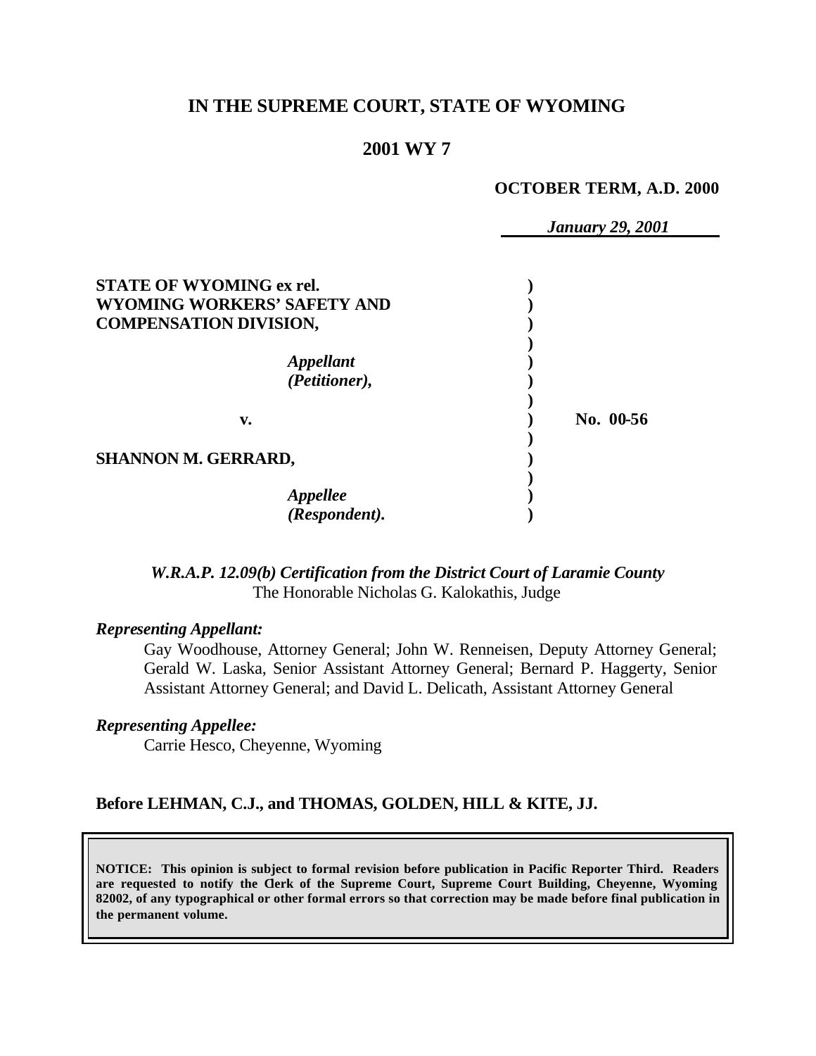# IN THE SUPREME COURT, STATE OF WYOMING

## 2001 WY 7

**OCTOBER TERM, A.D. 2000**

*January 29, 2001*

| | | |
|---|---|---|
| **STATE OF WYOMING ex rel. WYOMING WORKERS' SAFETY AND COMPENSATION DIVISION,** | ) | |
| ***Appellant (Petitioner),*** | ) | |
| **v.** | ) | **No. 00-56** |
| **SHANNON M. GERRARD,** | ) | |
| ***Appellee (Respondent).*** | ) | |

***W.R.A.P. 12.09(b) Certification from the District Court of Laramie County***
The Honorable Nicholas G. Kalokathis, Judge

***Representing Appellant:***

Gay Woodhouse, Attorney General; John W. Renneisen, Deputy Attorney General; Gerald W. Laska, Senior Assistant Attorney General; Bernard P. Haggerty, Senior Assistant Attorney General; and David L. Delicath, Assistant Attorney General

***Representing Appellee:***

Carrie Hesco, Cheyenne, Wyoming

**Before LEHMAN, C.J., and THOMAS, GOLDEN, HILL & KITE, JJ.**

**NOTICE: This opinion is subject to formal revision before publication in Pacific Reporter Third. Readers are requested to notify the Clerk of the Supreme Court, Supreme Court Building, Cheyenne, Wyoming 82002, of any typographical or other formal errors so that correction may be made before final publication in the permanent volume.**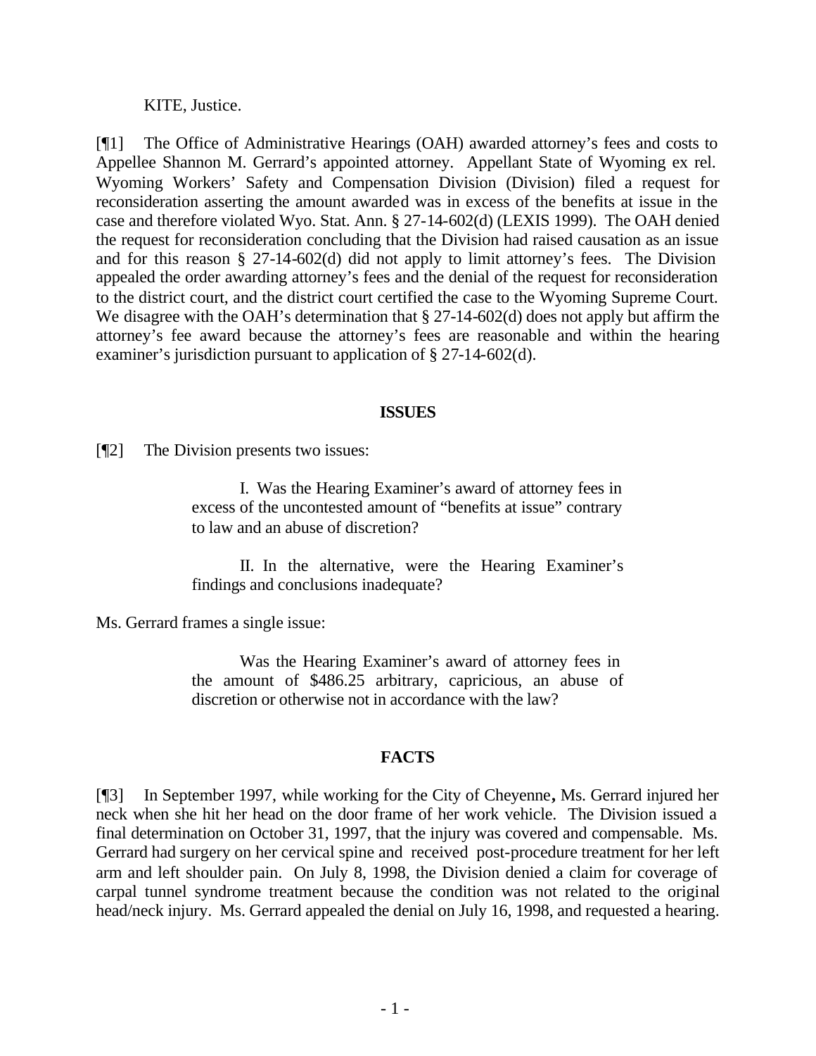KITE, Justice.

[¶1] The Office of Administrative Hearings (OAH) awarded attorney's fees and costs to Appellee Shannon M. Gerrard's appointed attorney. Appellant State of Wyoming ex rel. Wyoming Workers' Safety and Compensation Division (Division) filed a request for reconsideration asserting the amount awarded was in excess of the benefits at issue in the case and therefore violated Wyo. Stat. Ann. § 27-14-602(d) (LEXIS 1999). The OAH denied the request for reconsideration concluding that the Division had raised causation as an issue and for this reason § 27-14-602(d) did not apply to limit attorney's fees. The Division appealed the order awarding attorney's fees and the denial of the request for reconsideration to the district court, and the district court certified the case to the Wyoming Supreme Court. We disagree with the OAH's determination that § 27-14-602(d) does not apply but affirm the attorney's fee award because the attorney's fees are reasonable and within the hearing examiner's jurisdiction pursuant to application of § 27-14-602(d).

## ISSUES

[¶2] The Division presents two issues:

> I. Was the Hearing Examiner's award of attorney fees in excess of the uncontested amount of "benefits at issue" contrary to law and an abuse of discretion?
>
> II. In the alternative, were the Hearing Examiner's findings and conclusions inadequate?

Ms. Gerrard frames a single issue:

> Was the Hearing Examiner's award of attorney fees in the amount of $486.25 arbitrary, capricious, an abuse of discretion or otherwise not in accordance with the law?

## FACTS

[¶3] In September 1997, while working for the City of Cheyenne**,** Ms. Gerrard injured her neck when she hit her head on the door frame of her work vehicle. The Division issued a final determination on October 31, 1997, that the injury was covered and compensable. Ms. Gerrard had surgery on her cervical spine and received post-procedure treatment for her left arm and left shoulder pain. On July 8, 1998, the Division denied a claim for coverage of carpal tunnel syndrome treatment because the condition was not related to the original head/neck injury. Ms. Gerrard appealed the denial on July 16, 1998, and requested a hearing.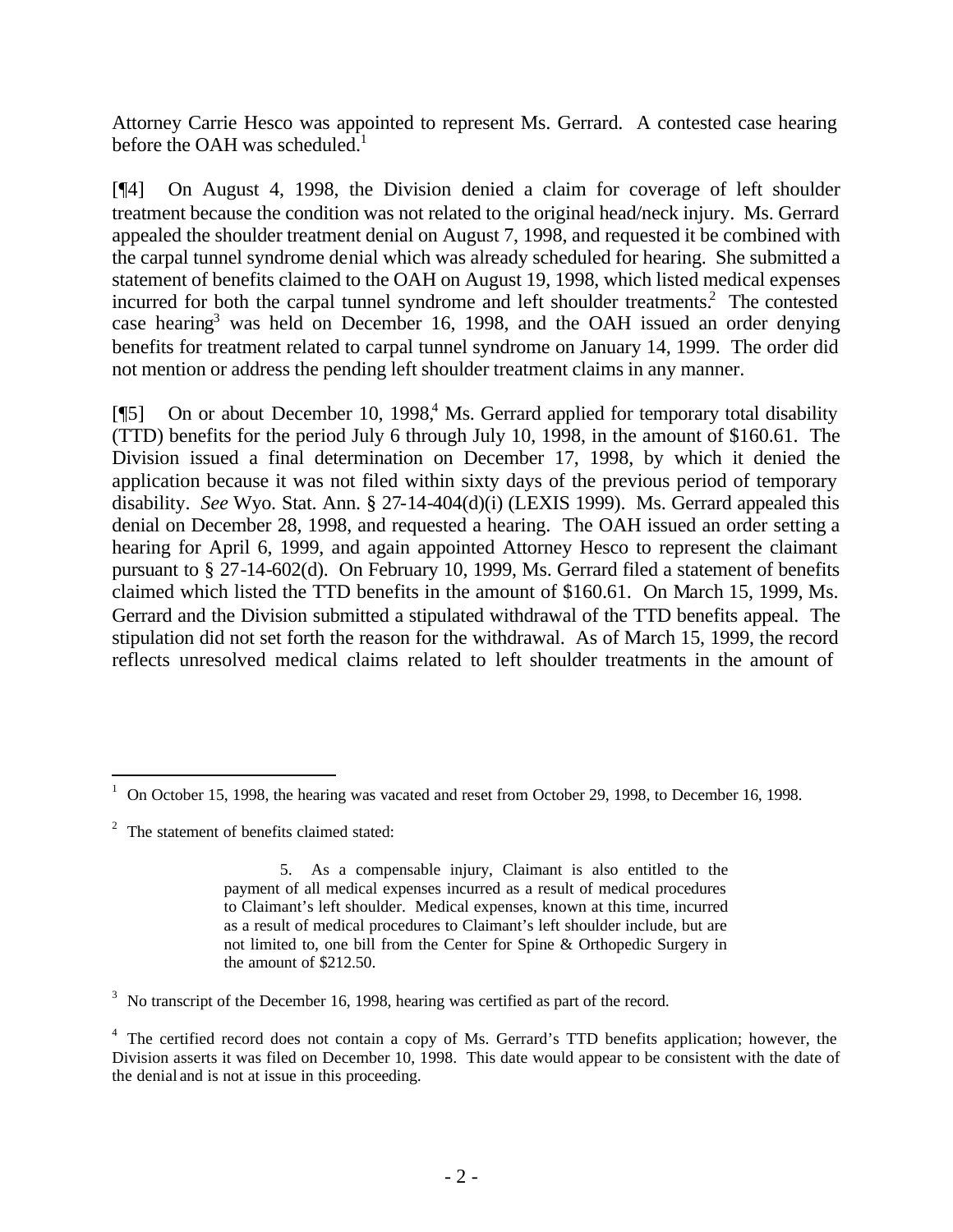Attorney Carrie Hesco was appointed to represent Ms. Gerrard. A contested case hearing before the OAH was scheduled.[1]

[¶4] On August 4, 1998, the Division denied a claim for coverage of left shoulder treatment because the condition was not related to the original head/neck injury. Ms. Gerrard appealed the shoulder treatment denial on August 7, 1998, and requested it be combined with the carpal tunnel syndrome denial which was already scheduled for hearing. She submitted a statement of benefits claimed to the OAH on August 19, 1998, which listed medical expenses incurred for both the carpal tunnel syndrome and left shoulder treatments.[2] The contested case hearing[3] was held on December 16, 1998, and the OAH issued an order denying benefits for treatment related to carpal tunnel syndrome on January 14, 1999. The order did not mention or address the pending left shoulder treatment claims in any manner.

[¶5] On or about December 10, 1998,[4] Ms. Gerrard applied for temporary total disability (TTD) benefits for the period July 6 through July 10, 1998, in the amount of $160.61. The Division issued a final determination on December 17, 1998, by which it denied the application because it was not filed within sixty days of the previous period of temporary disability. *See* Wyo. Stat. Ann. § 27-14-404(d)(i) (LEXIS 1999). Ms. Gerrard appealed this denial on December 28, 1998, and requested a hearing. The OAH issued an order setting a hearing for April 6, 1999, and again appointed Attorney Hesco to represent the claimant pursuant to § 27-14-602(d). On February 10, 1999, Ms. Gerrard filed a statement of benefits claimed which listed the TTD benefits in the amount of $160.61. On March 15, 1999, Ms. Gerrard and the Division submitted a stipulated withdrawal of the TTD benefits appeal. The stipulation did not set forth the reason for the withdrawal. As of March 15, 1999, the record reflects unresolved medical claims related to left shoulder treatments in the amount of

---

[1] On October 15, 1998, the hearing was vacated and reset from October 29, 1998, to December 16, 1998.

[2] The statement of benefits claimed stated:

> 5. As a compensable injury, Claimant is also entitled to the payment of all medical expenses incurred as a result of medical procedures to Claimant's left shoulder. Medical expenses, known at this time, incurred as a result of medical procedures to Claimant's left shoulder include, but are not limited to, one bill from the Center for Spine & Orthopedic Surgery in the amount of $212.50.

[3] No transcript of the December 16, 1998, hearing was certified as part of the record.

[4] The certified record does not contain a copy of Ms. Gerrard's TTD benefits application; however, the Division asserts it was filed on December 10, 1998. This date would appear to be consistent with the date of the denial and is not at issue in this proceeding.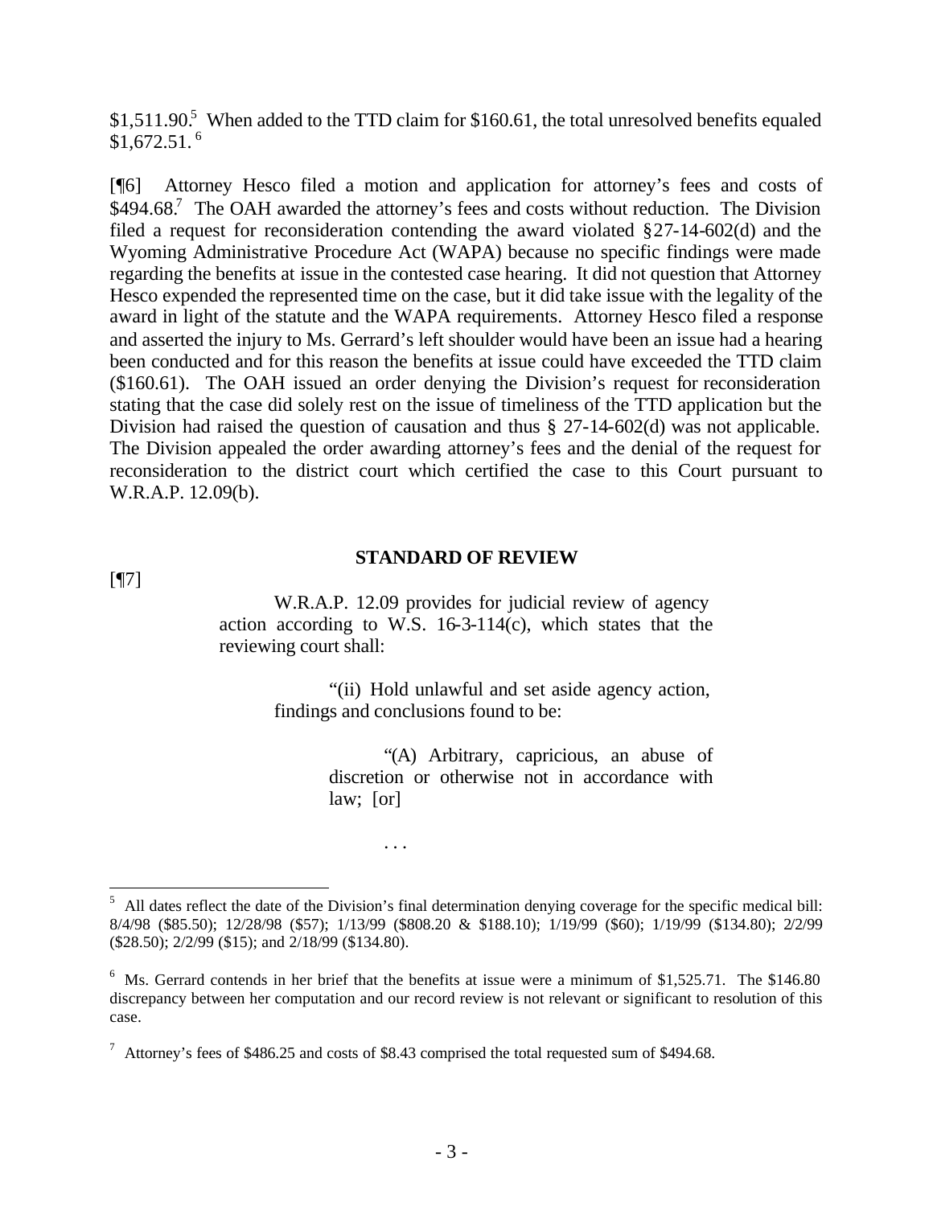$1,511.90.[5] When added to the TTD claim for $160.61, the total unresolved benefits equaled $1,672.51.[6]

[¶6] Attorney Hesco filed a motion and application for attorney's fees and costs of $494.68.[7] The OAH awarded the attorney's fees and costs without reduction. The Division filed a request for reconsideration contending the award violated §27-14-602(d) and the Wyoming Administrative Procedure Act (WAPA) because no specific findings were made regarding the benefits at issue in the contested case hearing. It did not question that Attorney Hesco expended the represented time on the case, but it did take issue with the legality of the award in light of the statute and the WAPA requirements. Attorney Hesco filed a response and asserted the injury to Ms. Gerrard's left shoulder would have been an issue had a hearing been conducted and for this reason the benefits at issue could have exceeded the TTD claim ($160.61). The OAH issued an order denying the Division's request for reconsideration stating that the case did solely rest on the issue of timeliness of the TTD application but the Division had raised the question of causation and thus § 27-14-602(d) was not applicable. The Division appealed the order awarding attorney's fees and the denial of the request for reconsideration to the district court which certified the case to this Court pursuant to W.R.A.P. 12.09(b).

## STANDARD OF REVIEW

[¶7]

> W.R.A.P. 12.09 provides for judicial review of agency action according to W.S. 16-3-114(c), which states that the reviewing court shall:
>
> > "(ii) Hold unlawful and set aside agency action, findings and conclusions found to be:
> >
> > > "(A) Arbitrary, capricious, an abuse of discretion or otherwise not in accordance with law; [or]
> > >
> > > . . .

---

[5] All dates reflect the date of the Division's final determination denying coverage for the specific medical bill: 8/4/98 ($85.50); 12/28/98 ($57); 1/13/99 ($808.20 & $188.10); 1/19/99 ($60); 1/19/99 ($134.80); 2/2/99 ($28.50); 2/2/99 ($15); and 2/18/99 ($134.80).

[6] Ms. Gerrard contends in her brief that the benefits at issue were a minimum of $1,525.71. The $146.80 discrepancy between her computation and our record review is not relevant or significant to resolution of this case.

[7] Attorney's fees of $486.25 and costs of $8.43 comprised the total requested sum of $494.68.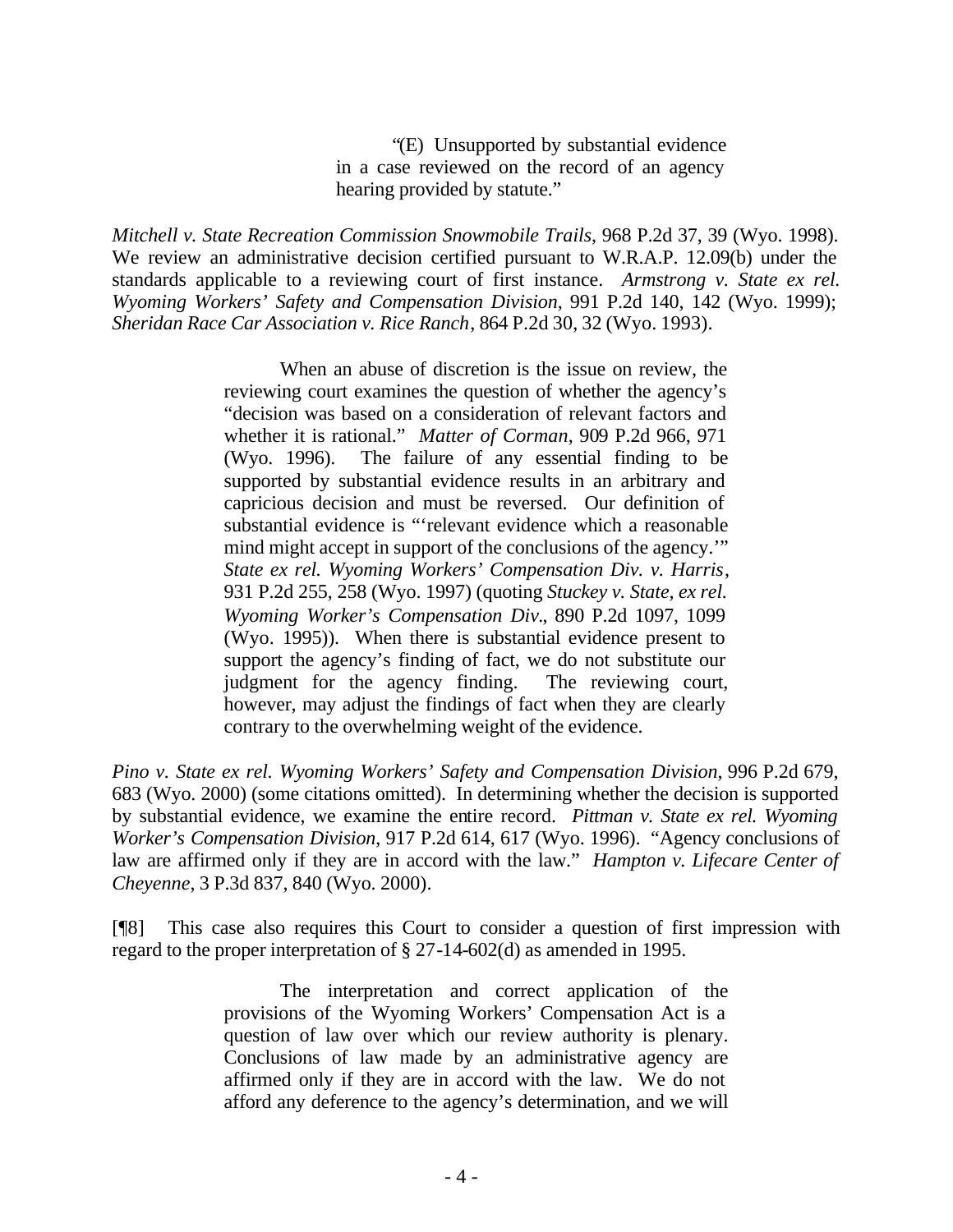> "(E) Unsupported by substantial evidence in a case reviewed on the record of an agency hearing provided by statute."

*Mitchell v. State Recreation Commission Snowmobile Trails*, 968 P.2d 37, 39 (Wyo. 1998). We review an administrative decision certified pursuant to W.R.A.P. 12.09(b) under the standards applicable to a reviewing court of first instance. *Armstrong v. State ex rel. Wyoming Workers' Safety and Compensation Division*, 991 P.2d 140, 142 (Wyo. 1999); *Sheridan Race Car Association v. Rice Ranch*, 864 P.2d 30, 32 (Wyo. 1993).

> When an abuse of discretion is the issue on review, the reviewing court examines the question of whether the agency's "decision was based on a consideration of relevant factors and whether it is rational." *Matter of Corman*, 909 P.2d 966, 971 (Wyo. 1996). The failure of any essential finding to be supported by substantial evidence results in an arbitrary and capricious decision and must be reversed. Our definition of substantial evidence is "'relevant evidence which a reasonable mind might accept in support of the conclusions of the agency.'" *State ex rel. Wyoming Workers' Compensation Div. v. Harris*, 931 P.2d 255, 258 (Wyo. 1997) (quoting *Stuckey v. State, ex rel. Wyoming Worker's Compensation Div.*, 890 P.2d 1097, 1099 (Wyo. 1995)). When there is substantial evidence present to support the agency's finding of fact, we do not substitute our judgment for the agency finding. The reviewing court, however, may adjust the findings of fact when they are clearly contrary to the overwhelming weight of the evidence.

*Pino v. State ex rel. Wyoming Workers' Safety and Compensation Division*, 996 P.2d 679, 683 (Wyo. 2000) (some citations omitted). In determining whether the decision is supported by substantial evidence, we examine the entire record. *Pittman v. State ex rel. Wyoming Worker's Compensation Division*, 917 P.2d 614, 617 (Wyo. 1996). "Agency conclusions of law are affirmed only if they are in accord with the law." *Hampton v. Lifecare Center of Cheyenne*, 3 P.3d 837, 840 (Wyo. 2000).

[¶8] This case also requires this Court to consider a question of first impression with regard to the proper interpretation of § 27-14-602(d) as amended in 1995.

> The interpretation and correct application of the provisions of the Wyoming Workers' Compensation Act is a question of law over which our review authority is plenary. Conclusions of law made by an administrative agency are affirmed only if they are in accord with the law. We do not afford any deference to the agency's determination, and we will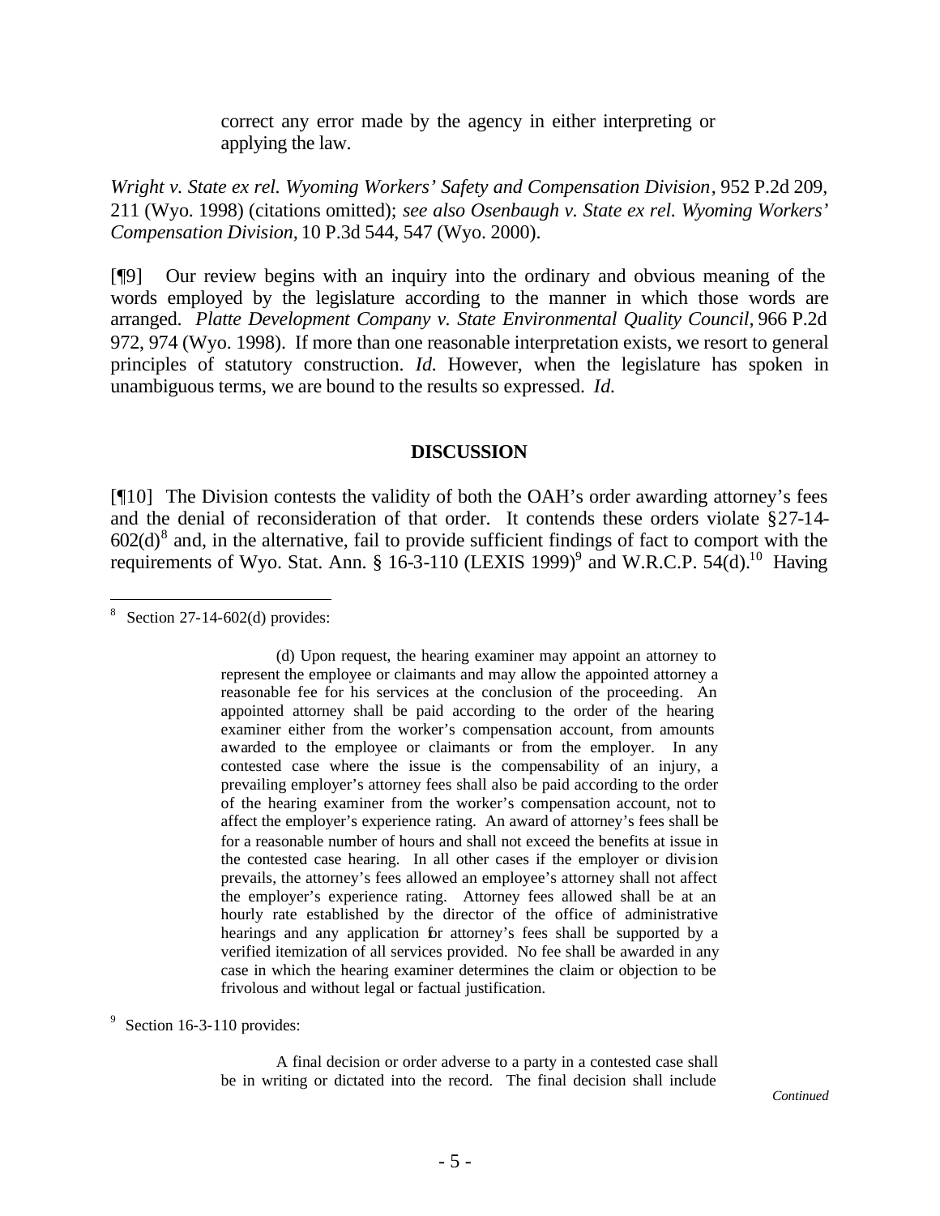> correct any error made by the agency in either interpreting or applying the law.

*Wright v. State ex rel. Wyoming Workers' Safety and Compensation Division*, 952 P.2d 209, 211 (Wyo. 1998) (citations omitted); *see also Osenbaugh v. State ex rel. Wyoming Workers' Compensation Division,* 10 P.3d 544, 547 (Wyo. 2000).

[¶9] Our review begins with an inquiry into the ordinary and obvious meaning of the words employed by the legislature according to the manner in which those words are arranged. *Platte Development Company v. State Environmental Quality Council,* 966 P.2d 972, 974 (Wyo. 1998). If more than one reasonable interpretation exists, we resort to general principles of statutory construction. *Id.* However, when the legislature has spoken in unambiguous terms, we are bound to the results so expressed. *Id.*

## DISCUSSION

[¶10] The Division contests the validity of both the OAH's order awarding attorney's fees and the denial of reconsideration of that order. It contends these orders violate §27-14-602(d)[8] and, in the alternative, fail to provide sufficient findings of fact to comport with the requirements of Wyo. Stat. Ann. § 16-3-110 (LEXIS 1999)[9] and W.R.C.P. 54(d).[10] Having

---

[8] Section 27-14-602(d) provides:

> (d) Upon request, the hearing examiner may appoint an attorney to represent the employee or claimants and may allow the appointed attorney a reasonable fee for his services at the conclusion of the proceeding. An appointed attorney shall be paid according to the order of the hearing examiner either from the worker's compensation account, from amounts awarded to the employee or claimants or from the employer. In any contested case where the issue is the compensability of an injury, a prevailing employer's attorney fees shall also be paid according to the order of the hearing examiner from the worker's compensation account, not to affect the employer's experience rating. An award of attorney's fees shall be for a reasonable number of hours and shall not exceed the benefits at issue in the contested case hearing. In all other cases if the employer or division prevails, the attorney's fees allowed an employee's attorney shall not affect the employer's experience rating. Attorney fees allowed shall be at an hourly rate established by the director of the office of administrative hearings and any application for attorney's fees shall be supported by a verified itemization of all services provided. No fee shall be awarded in any case in which the hearing examiner determines the claim or objection to be frivolous and without legal or factual justification.

[9] Section 16-3-110 provides:

> A final decision or order adverse to a party in a contested case shall be in writing or dictated into the record. The final decision shall include

*Continued*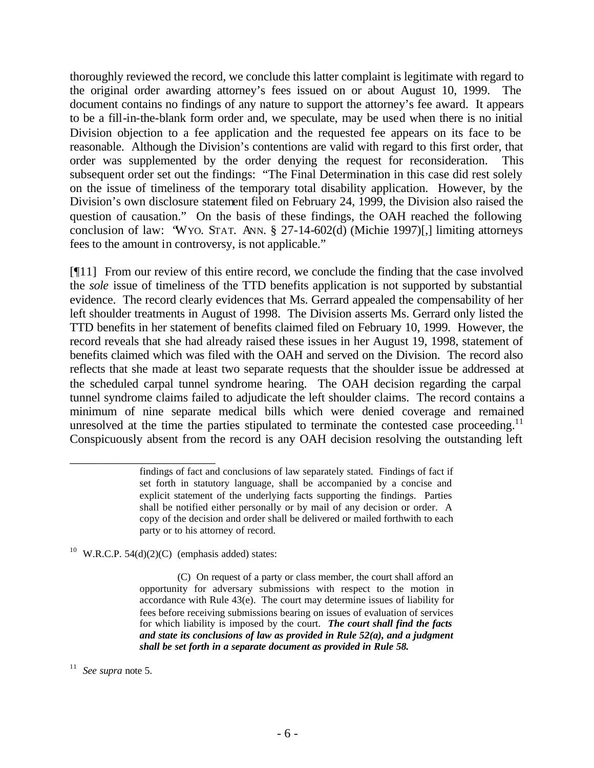thoroughly reviewed the record, we conclude this latter complaint is legitimate with regard to the original order awarding attorney's fees issued on or about August 10, 1999. The document contains no findings of any nature to support the attorney's fee award. It appears to be a fill-in-the-blank form order and, we speculate, may be used when there is no initial Division objection to a fee application and the requested fee appears on its face to be reasonable. Although the Division's contentions are valid with regard to this first order, that order was supplemented by the order denying the request for reconsideration. This subsequent order set out the findings: "The Final Determination in this case did rest solely on the issue of timeliness of the temporary total disability application. However, by the Division's own disclosure statement filed on February 24, 1999, the Division also raised the question of causation." On the basis of these findings, the OAH reached the following conclusion of law: "WYO. STAT. ANN. § 27-14-602(d) (Michie 1997)[,] limiting attorneys fees to the amount in controversy, is not applicable."

[¶11] From our review of this entire record, we conclude the finding that the case involved the *sole* issue of timeliness of the TTD benefits application is not supported by substantial evidence. The record clearly evidences that Ms. Gerrard appealed the compensability of her left shoulder treatments in August of 1998. The Division asserts Ms. Gerrard only listed the TTD benefits in her statement of benefits claimed filed on February 10, 1999. However, the record reveals that she had already raised these issues in her August 19, 1998, statement of benefits claimed which was filed with the OAH and served on the Division. The record also reflects that she made at least two separate requests that the shoulder issue be addressed at the scheduled carpal tunnel syndrome hearing. The OAH decision regarding the carpal tunnel syndrome claims failed to adjudicate the left shoulder claims. The record contains a minimum of nine separate medical bills which were denied coverage and remained unresolved at the time the parties stipulated to terminate the contested case proceeding.[11] Conspicuously absent from the record is any OAH decision resolving the outstanding left

---

> findings of fact and conclusions of law separately stated. Findings of fact if set forth in statutory language, shall be accompanied by a concise and explicit statement of the underlying facts supporting the findings. Parties shall be notified either personally or by mail of any decision or order. A copy of the decision and order shall be delivered or mailed forthwith to each party or to his attorney of record.

[10] W.R.C.P. 54(d)(2)(C) (emphasis added) states:

> (C) On request of a party or class member, the court shall afford an opportunity for adversary submissions with respect to the motion in accordance with Rule 43(e). The court may determine issues of liability for fees before receiving submissions bearing on issues of evaluation of services for which liability is imposed by the court. ***The court shall find the facts and state its conclusions of law as provided in Rule 52(a), and a judgment shall be set forth in a separate document as provided in Rule 58.***

[11] *See supra* note 5.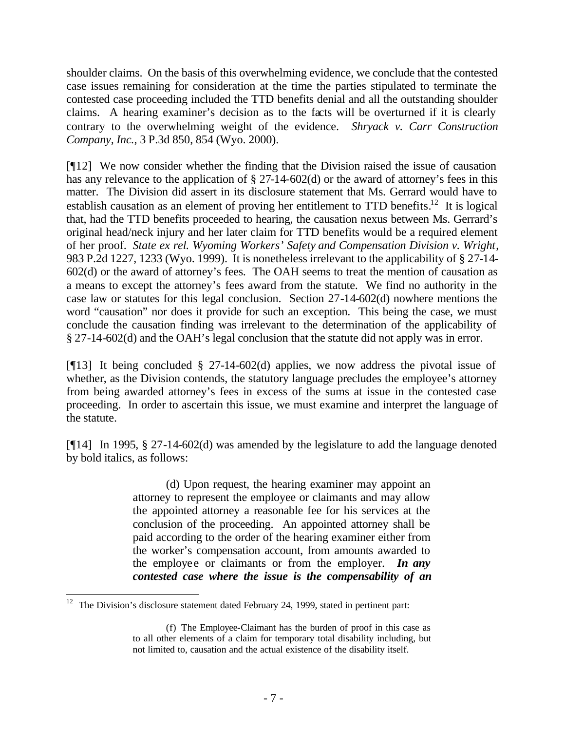shoulder claims. On the basis of this overwhelming evidence, we conclude that the contested case issues remaining for consideration at the time the parties stipulated to terminate the contested case proceeding included the TTD benefits denial and all the outstanding shoulder claims. A hearing examiner's decision as to the facts will be overturned if it is clearly contrary to the overwhelming weight of the evidence. *Shryack v. Carr Construction Company, Inc.*, 3 P.3d 850, 854 (Wyo. 2000).

[¶12] We now consider whether the finding that the Division raised the issue of causation has any relevance to the application of § 27-14-602(d) or the award of attorney's fees in this matter. The Division did assert in its disclosure statement that Ms. Gerrard would have to establish causation as an element of proving her entitlement to TTD benefits.[12] It is logical that, had the TTD benefits proceeded to hearing, the causation nexus between Ms. Gerrard's original head/neck injury and her later claim for TTD benefits would be a required element of her proof. *State ex rel. Wyoming Workers' Safety and Compensation Division v. Wright*, 983 P.2d 1227, 1233 (Wyo. 1999). It is nonetheless irrelevant to the applicability of § 27-14-602(d) or the award of attorney's fees. The OAH seems to treat the mention of causation as a means to except the attorney's fees award from the statute. We find no authority in the case law or statutes for this legal conclusion. Section 27-14-602(d) nowhere mentions the word "causation" nor does it provide for such an exception. This being the case, we must conclude the causation finding was irrelevant to the determination of the applicability of § 27-14-602(d) and the OAH's legal conclusion that the statute did not apply was in error.

[¶13] It being concluded § 27-14-602(d) applies, we now address the pivotal issue of whether, as the Division contends, the statutory language precludes the employee's attorney from being awarded attorney's fees in excess of the sums at issue in the contested case proceeding. In order to ascertain this issue, we must examine and interpret the language of the statute.

[¶14] In 1995, § 27-14-602(d) was amended by the legislature to add the language denoted by bold italics, as follows:

> (d) Upon request, the hearing examiner may appoint an attorney to represent the employee or claimants and may allow the appointed attorney a reasonable fee for his services at the conclusion of the proceeding. An appointed attorney shall be paid according to the order of the hearing examiner either from the worker's compensation account, from amounts awarded to the employee or claimants or from the employer. ***In any contested case where the issue is the compensability of an***

---

[12] The Division's disclosure statement dated February 24, 1999, stated in pertinent part:

> (f) The Employee-Claimant has the burden of proof in this case as to all other elements of a claim for temporary total disability including, but not limited to, causation and the actual existence of the disability itself.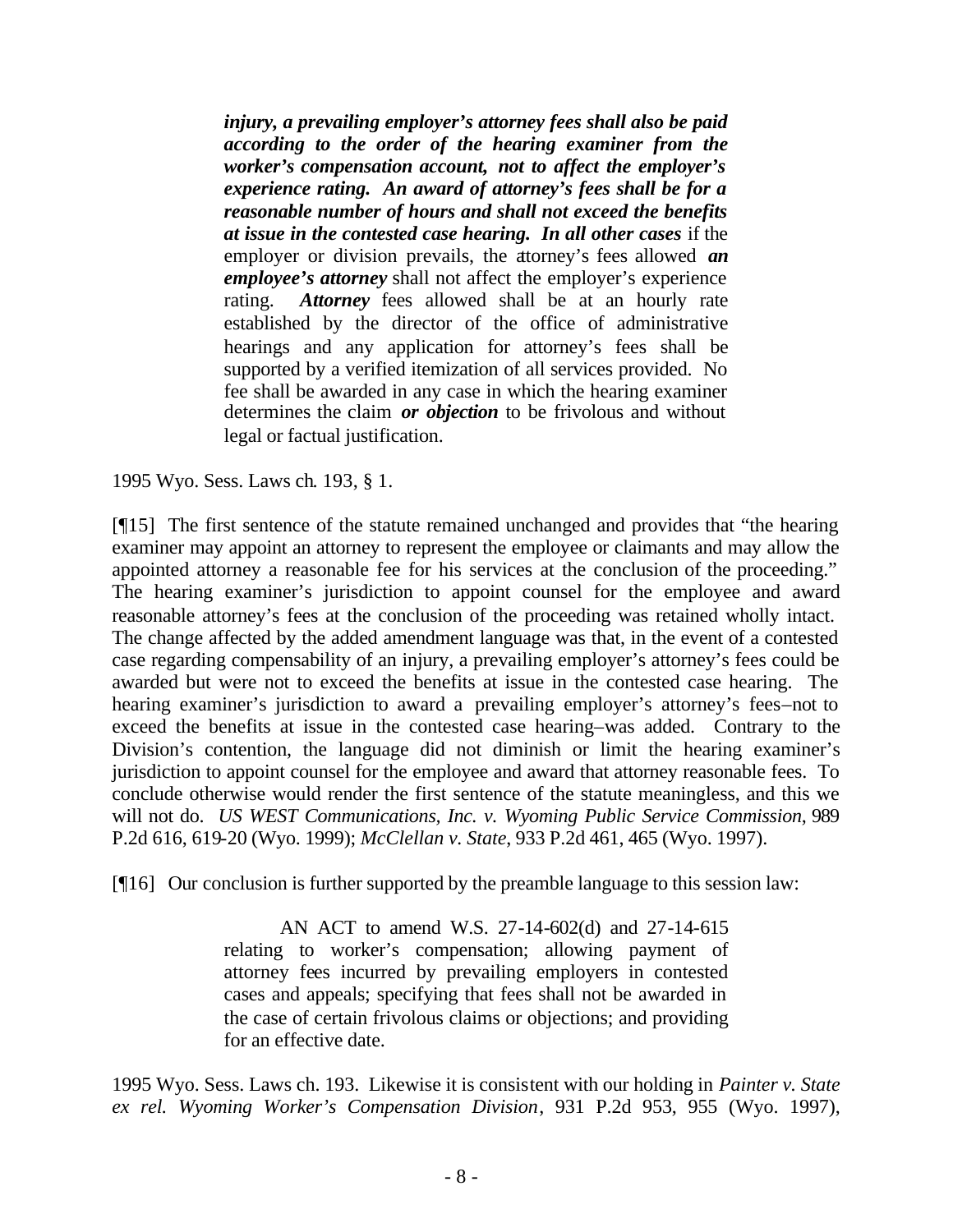> ***injury, a prevailing employer's attorney fees shall also be paid according to the order of the hearing examiner from the worker's compensation account, not to affect the employer's experience rating. An award of attorney's fees shall be for a reasonable number of hours and shall not exceed the benefits at issue in the contested case hearing. In all other cases*** if the employer or division prevails, the attorney's fees allowed ***an employee's attorney*** shall not affect the employer's experience rating. ***Attorney*** fees allowed shall be at an hourly rate established by the director of the office of administrative hearings and any application for attorney's fees shall be supported by a verified itemization of all services provided. No fee shall be awarded in any case in which the hearing examiner determines the claim ***or objection*** to be frivolous and without legal or factual justification.

1995 Wyo. Sess. Laws ch. 193, § 1.

[¶15] The first sentence of the statute remained unchanged and provides that "the hearing examiner may appoint an attorney to represent the employee or claimants and may allow the appointed attorney a reasonable fee for his services at the conclusion of the proceeding." The hearing examiner's jurisdiction to appoint counsel for the employee and award reasonable attorney's fees at the conclusion of the proceeding was retained wholly intact. The change affected by the added amendment language was that, in the event of a contested case regarding compensability of an injury, a prevailing employer's attorney's fees could be awarded but were not to exceed the benefits at issue in the contested case hearing. The hearing examiner's jurisdiction to award a prevailing employer's attorney's fees–not to exceed the benefits at issue in the contested case hearing–was added. Contrary to the Division's contention, the language did not diminish or limit the hearing examiner's jurisdiction to appoint counsel for the employee and award that attorney reasonable fees. To conclude otherwise would render the first sentence of the statute meaningless, and this we will not do. *US WEST Communications, Inc. v. Wyoming Public Service Commission*, 989 P.2d 616, 619-20 (Wyo. 1999); *McClellan v. State*, 933 P.2d 461, 465 (Wyo. 1997).

[¶16] Our conclusion is further supported by the preamble language to this session law:

> AN ACT to amend W.S. 27-14-602(d) and 27-14-615 relating to worker's compensation; allowing payment of attorney fees incurred by prevailing employers in contested cases and appeals; specifying that fees shall not be awarded in the case of certain frivolous claims or objections; and providing for an effective date.

1995 Wyo. Sess. Laws ch. 193. Likewise it is consistent with our holding in *Painter v. State ex rel. Wyoming Worker's Compensation Division*, 931 P.2d 953, 955 (Wyo. 1997),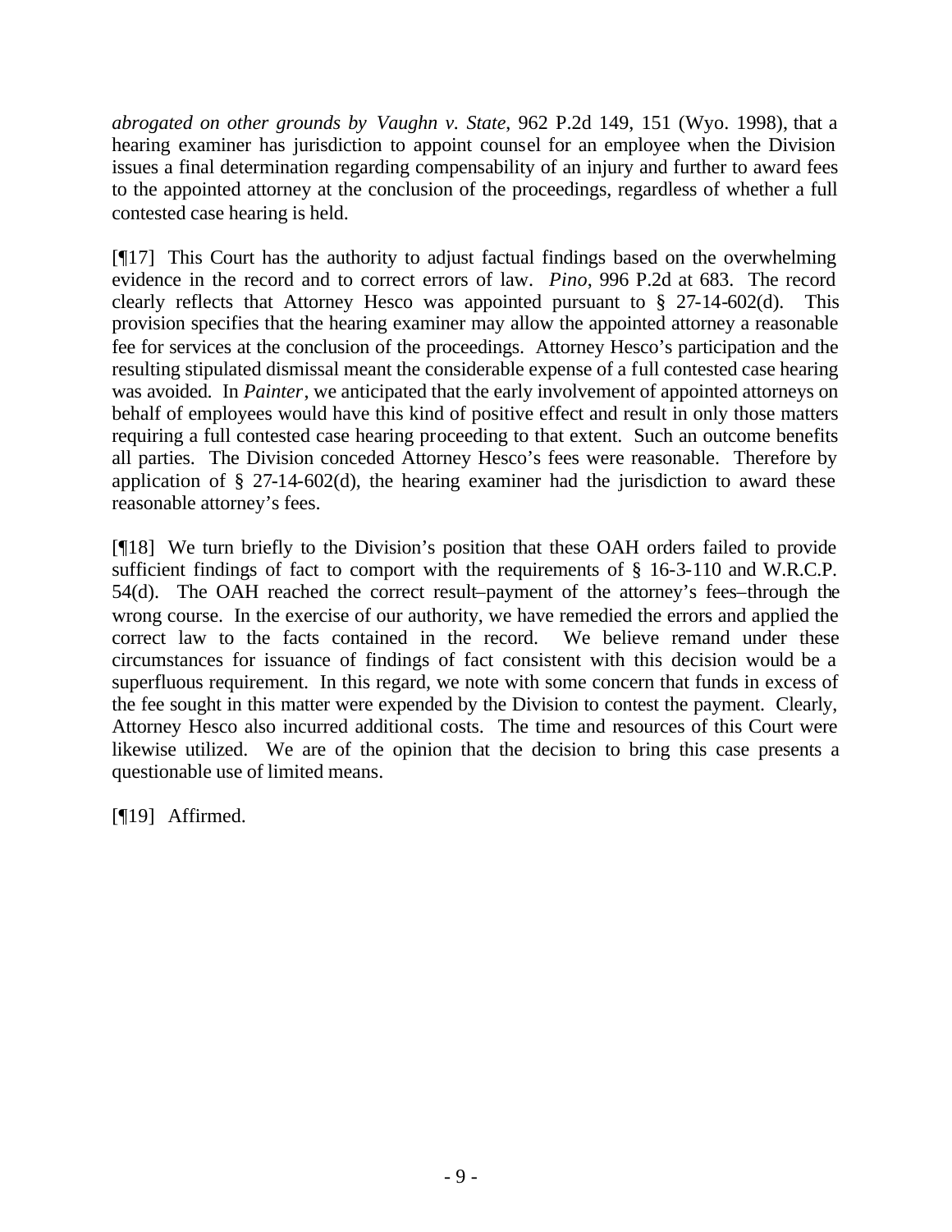*abrogated on other grounds by Vaughn v. State*, 962 P.2d 149, 151 (Wyo. 1998), that a hearing examiner has jurisdiction to appoint counsel for an employee when the Division issues a final determination regarding compensability of an injury and further to award fees to the appointed attorney at the conclusion of the proceedings, regardless of whether a full contested case hearing is held.

[¶17] This Court has the authority to adjust factual findings based on the overwhelming evidence in the record and to correct errors of law. *Pino*, 996 P.2d at 683. The record clearly reflects that Attorney Hesco was appointed pursuant to § 27-14-602(d). This provision specifies that the hearing examiner may allow the appointed attorney a reasonable fee for services at the conclusion of the proceedings. Attorney Hesco's participation and the resulting stipulated dismissal meant the considerable expense of a full contested case hearing was avoided. In *Painter*, we anticipated that the early involvement of appointed attorneys on behalf of employees would have this kind of positive effect and result in only those matters requiring a full contested case hearing proceeding to that extent. Such an outcome benefits all parties. The Division conceded Attorney Hesco's fees were reasonable. Therefore by application of § 27-14-602(d), the hearing examiner had the jurisdiction to award these reasonable attorney's fees.

[¶18] We turn briefly to the Division's position that these OAH orders failed to provide sufficient findings of fact to comport with the requirements of § 16-3-110 and W.R.C.P. 54(d). The OAH reached the correct result–payment of the attorney's fees–through the wrong course. In the exercise of our authority, we have remedied the errors and applied the correct law to the facts contained in the record. We believe remand under these circumstances for issuance of findings of fact consistent with this decision would be a superfluous requirement. In this regard, we note with some concern that funds in excess of the fee sought in this matter were expended by the Division to contest the payment. Clearly, Attorney Hesco also incurred additional costs. The time and resources of this Court were likewise utilized. We are of the opinion that the decision to bring this case presents a questionable use of limited means.

[¶19] Affirmed.